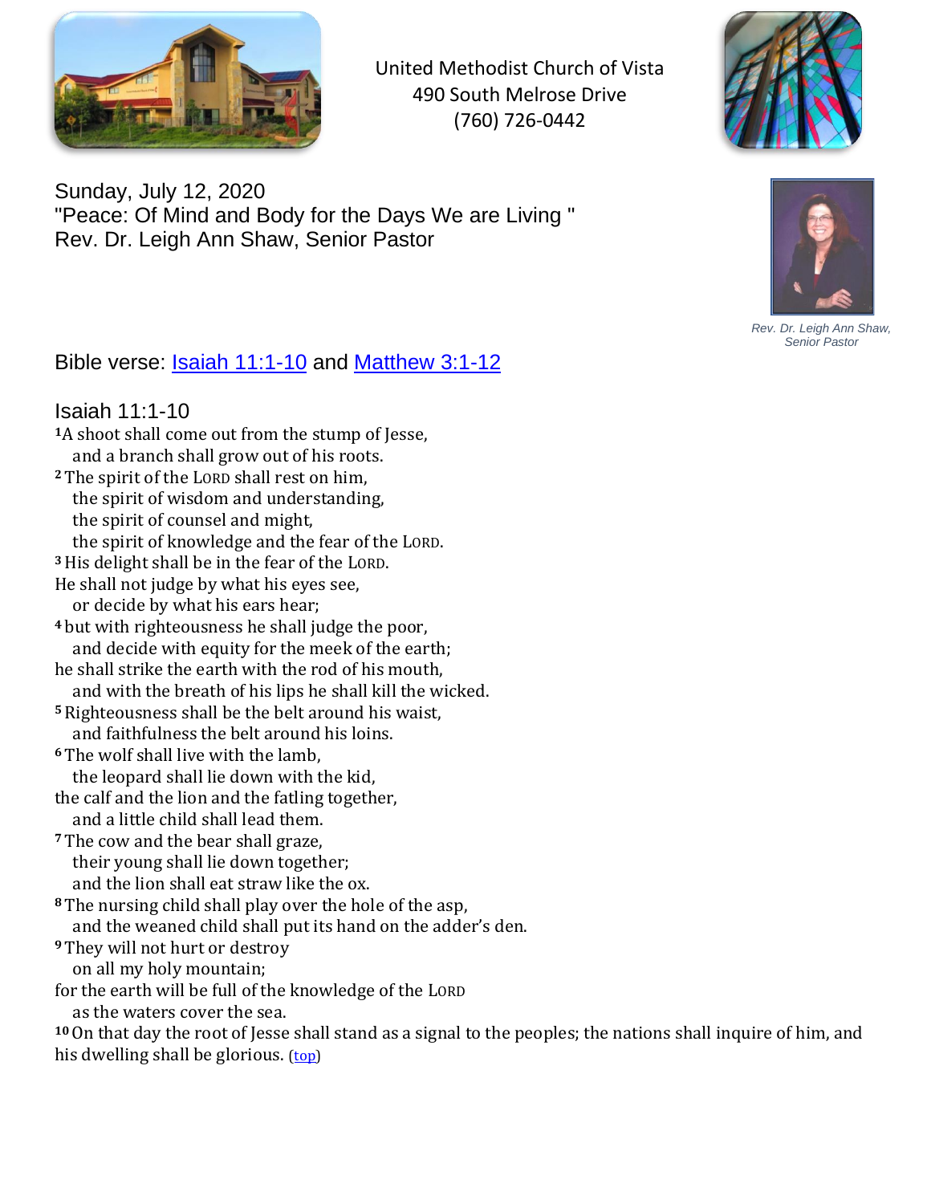United Methodist Church of Vista
490 South Melrose Drive
(760) 726-0442

Sunday, July 12, 2020
"Peace: Of Mind and Body for the Days We are Living "
Rev. Dr. Leigh Ann Shaw, Senior Pastor

*Rev. Dr. Leigh Ann Shaw, Senior Pastor*

Bible verse: [Isaiah 11:1-10](#) and [Matthew 3:1-12](#)

## Isaiah 11:1-10

[1]A shoot shall come out from the stump of Jesse,
and a branch shall grow out of his roots.
[2] The spirit of the LORD shall rest on him,
the spirit of wisdom and understanding,
the spirit of counsel and might,
the spirit of knowledge and the fear of the LORD.
[3] His delight shall be in the fear of the LORD.
He shall not judge by what his eyes see,
or decide by what his ears hear;
[4] but with righteousness he shall judge the poor,
and decide with equity for the meek of the earth;
he shall strike the earth with the rod of his mouth,
and with the breath of his lips he shall kill the wicked.
[5] Righteousness shall be the belt around his waist,
and faithfulness the belt around his loins.
[6] The wolf shall live with the lamb,
the leopard shall lie down with the kid,
the calf and the lion and the fatling together,
and a little child shall lead them.
[7] The cow and the bear shall graze,
their young shall lie down together;
and the lion shall eat straw like the ox.
[8] The nursing child shall play over the hole of the asp,
and the weaned child shall put its hand on the adder's den.
[9] They will not hurt or destroy
on all my holy mountain;
for the earth will be full of the knowledge of the LORD
as the waters cover the sea.
[10] On that day the root of Jesse shall stand as a signal to the peoples; the nations shall inquire of him, and his dwelling shall be glorious. ([top](#))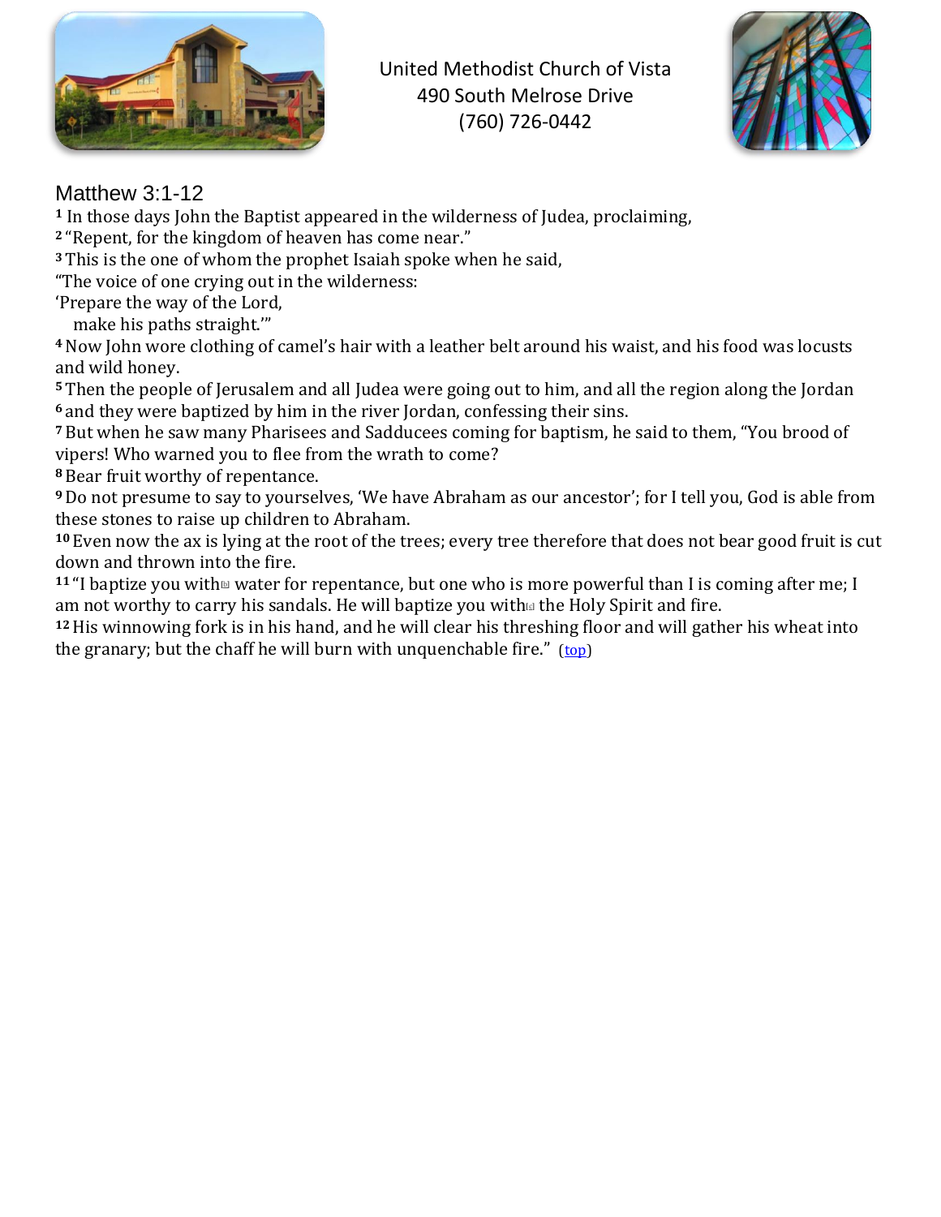United Methodist Church of Vista
490 South Melrose Drive
(760) 726-0442

## Matthew 3:1-12

[1] In those days John the Baptist appeared in the wilderness of Judea, proclaiming,
[2] "Repent, for the kingdom of heaven has come near."
[3] This is the one of whom the prophet Isaiah spoke when he said,
"The voice of one crying out in the wilderness:
'Prepare the way of the Lord,
make his paths straight.'"
[4] Now John wore clothing of camel's hair with a leather belt around his waist, and his food was locusts and wild honey.
[5] Then the people of Jerusalem and all Judea were going out to him, and all the region along the Jordan
[6] and they were baptized by him in the river Jordan, confessing their sins.
[7] But when he saw many Pharisees and Sadducees coming for baptism, he said to them, "You brood of vipers! Who warned you to flee from the wrath to come?
[8] Bear fruit worthy of repentance.
[9] Do not presume to say to yourselves, 'We have Abraham as our ancestor'; for I tell you, God is able from these stones to raise up children to Abraham.
[10] Even now the ax is lying at the root of the trees; every tree therefore that does not bear good fruit is cut down and thrown into the fire.
[11] "I baptize you with[b] water for repentance, but one who is more powerful than I is coming after me; I am not worthy to carry his sandals. He will baptize you with[c] the Holy Spirit and fire.
[12] His winnowing fork is in his hand, and he will clear his threshing floor and will gather his wheat into the granary; but the chaff he will burn with unquenchable fire." (top)